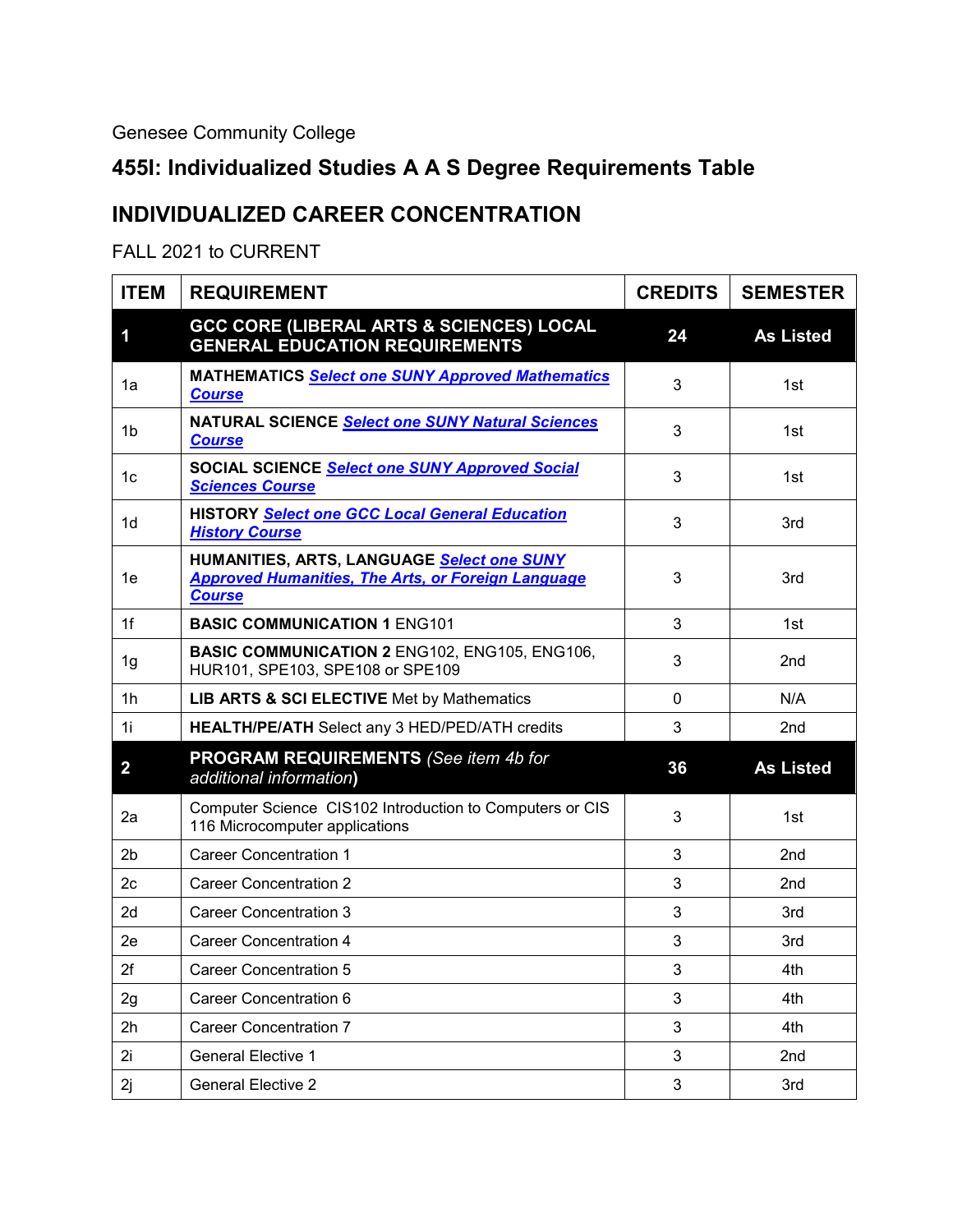Genesee Community College

# 455I: Individualized Studies A A S Degree Requirements Table

## INDIVIDUALIZED CAREER CONCENTRATION

FALL 2021 to CURRENT

| ITEM | REQUIREMENT | CREDITS | SEMESTER |
|---|---|---|---|
| **1** | **GCC CORE (LIBERAL ARTS & SCIENCES) LOCAL GENERAL EDUCATION REQUIREMENTS** | **24** | **As Listed** |
| 1a | **MATHEMATICS** ***Select one SUNY Approved Mathematics Course*** | 3 | 1st |
| 1b | **NATURAL SCIENCE** ***Select one SUNY Natural Sciences Course*** | 3 | 1st |
| 1c | **SOCIAL SCIENCE** ***Select one SUNY Approved Social Sciences Course*** | 3 | 1st |
| 1d | **HISTORY** ***Select one GCC Local General Education History Course*** | 3 | 3rd |
| 1e | **HUMANITIES, ARTS, LANGUAGE** ***Select one SUNY Approved Humanities, The Arts, or Foreign Language Course*** | 3 | 3rd |
| 1f | **BASIC COMMUNICATION 1** ENG101 | 3 | 1st |
| 1g | **BASIC COMMUNICATION 2** ENG102, ENG105, ENG106, HUR101, SPE103, SPE108 or SPE109 | 3 | 2nd |
| 1h | **LIB ARTS & SCI ELECTIVE** Met by Mathematics | 0 | N/A |
| 1i | **HEALTH/PE/ATH** Select any 3 HED/PED/ATH credits | 3 | 2nd |
| **2** | **PROGRAM REQUIREMENTS** *(See item 4b for additional information)* | **36** | **As Listed** |
| 2a | Computer Science CIS102 Introduction to Computers or CIS 116 Microcomputer applications | 3 | 1st |
| 2b | Career Concentration 1 | 3 | 2nd |
| 2c | Career Concentration 2 | 3 | 2nd |
| 2d | Career Concentration 3 | 3 | 3rd |
| 2e | Career Concentration 4 | 3 | 3rd |
| 2f | Career Concentration 5 | 3 | 4th |
| 2g | Career Concentration 6 | 3 | 4th |
| 2h | Career Concentration 7 | 3 | 4th |
| 2i | General Elective 1 | 3 | 2nd |
| 2j | General Elective 2 | 3 | 3rd |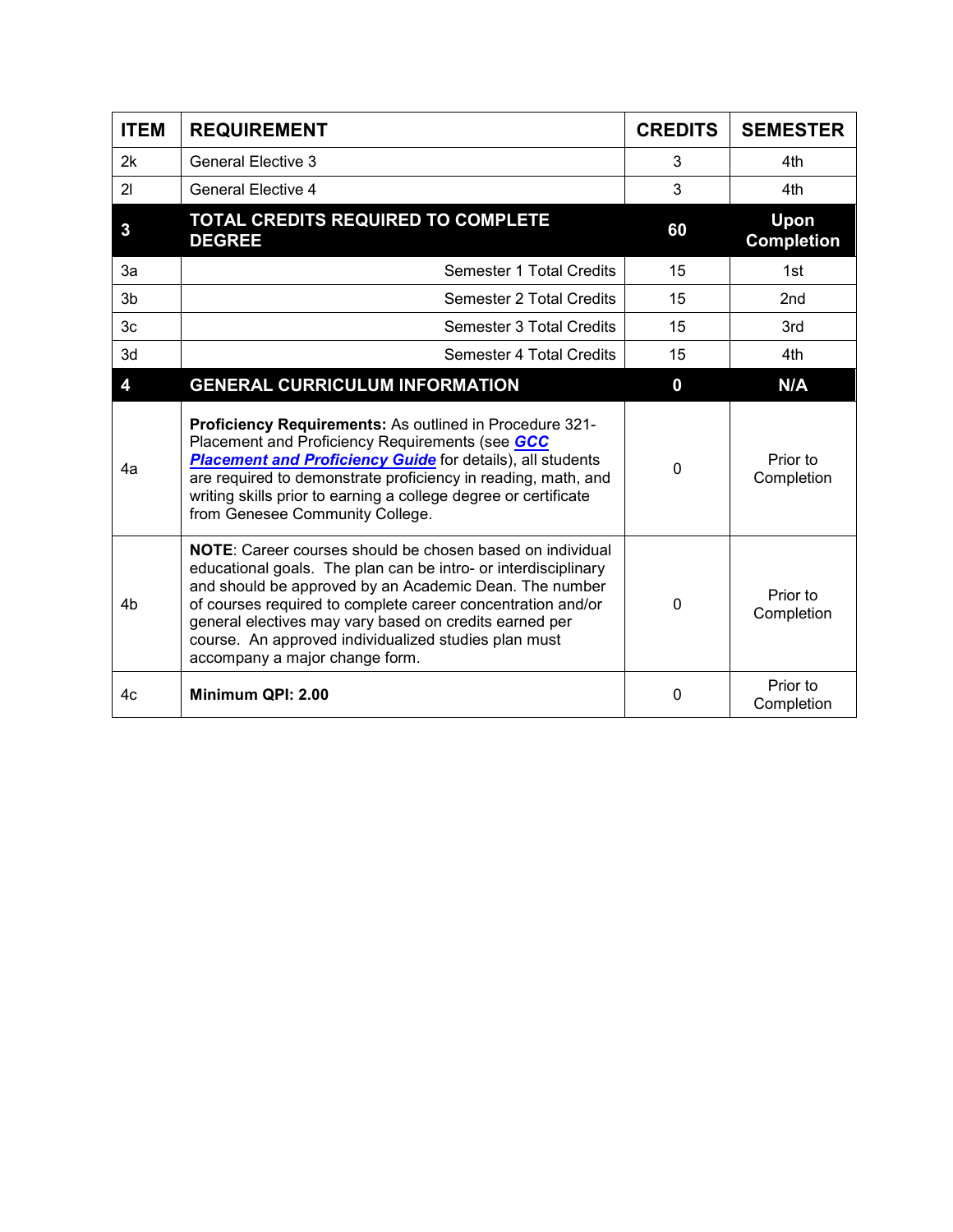| ITEM | REQUIREMENT | CREDITS | SEMESTER |
|---|---|---|---|
| 2k | General Elective 3 | 3 | 4th |
| 2l | General Elective 4 | 3 | 4th |
| **3** | **TOTAL CREDITS REQUIRED TO COMPLETE DEGREE** | **60** | **Upon Completion** |
| 3a | Semester 1 Total Credits | 15 | 1st |
| 3b | Semester 2 Total Credits | 15 | 2nd |
| 3c | Semester 3 Total Credits | 15 | 3rd |
| 3d | Semester 4 Total Credits | 15 | 4th |
| **4** | **GENERAL CURRICULUM INFORMATION** | **0** | **N/A** |
| 4a | **Proficiency Requirements:** As outlined in Procedure 321-Placement and Proficiency Requirements (see ***GCC Placement and Proficiency Guide*** for details), all students are required to demonstrate proficiency in reading, math, and writing skills prior to earning a college degree or certificate from Genesee Community College. | 0 | Prior to Completion |
| 4b | **NOTE**: Career courses should be chosen based on individual educational goals. The plan can be intro- or interdisciplinary and should be approved by an Academic Dean. The number of courses required to complete career concentration and/or general electives may vary based on credits earned per course. An approved individualized studies plan must accompany a major change form. | 0 | Prior to Completion |
| 4c | **Minimum QPI: 2.00** | 0 | Prior to Completion |